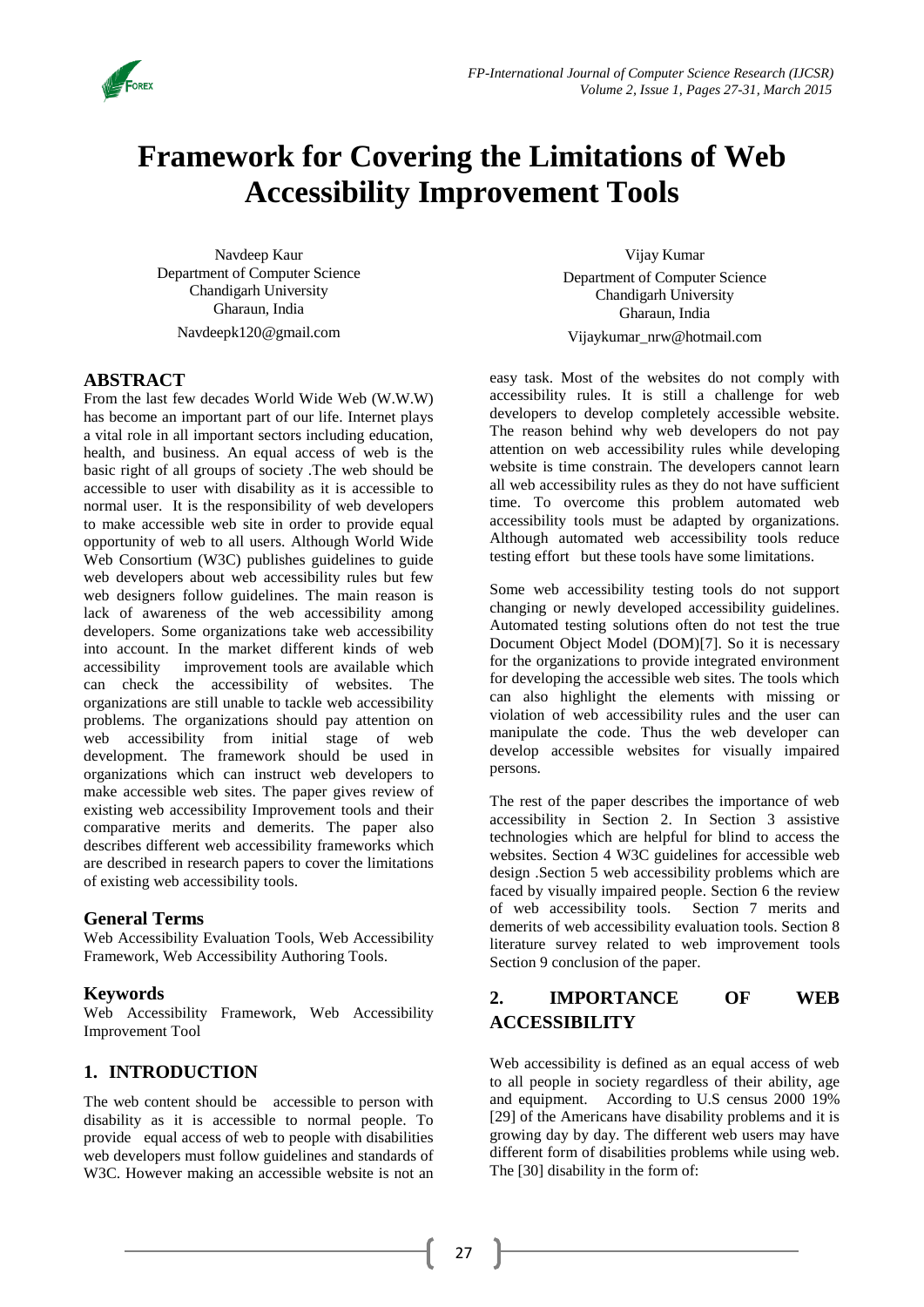# Framework for Covering the Limitations of Web Accessibility Improvement Tools

Navdeep Kaur
Department of Computer Science
Chandigarh University
Gharaun, India
Navdeepk120@gmail.com

Vijay Kumar
Department of Computer Science
Chandigarh University
Gharaun, India
Vijaykumar_nrw@hotmail.com

## ABSTRACT

From the last few decades World Wide Web (W.W.W) has become an important part of our life. Internet plays a vital role in all important sectors including education, health, and business. An equal access of web is the basic right of all groups of society .The web should be accessible to user with disability as it is accessible to normal user. It is the responsibility of web developers to make accessible web site in order to provide equal opportunity of web to all users. Although World Wide Web Consortium (W3C) publishes guidelines to guide web developers about web accessibility rules but few web designers follow guidelines. The main reason is lack of awareness of the web accessibility among developers. Some organizations take web accessibility into account. In the market different kinds of web accessibility improvement tools are available which can check the accessibility of websites. The organizations are still unable to tackle web accessibility problems. The organizations should pay attention on web accessibility from initial stage of web development. The framework should be used in organizations which can instruct web developers to make accessible web sites. The paper gives review of existing web accessibility Improvement tools and their comparative merits and demerits. The paper also describes different web accessibility frameworks which are described in research papers to cover the limitations of existing web accessibility tools.

## General Terms

Web Accessibility Evaluation Tools, Web Accessibility Framework, Web Accessibility Authoring Tools.

## Keywords

Web Accessibility Framework, Web Accessibility Improvement Tool

## 1. INTRODUCTION

The web content should be accessible to person with disability as it is accessible to normal people. To provide equal access of web to people with disabilities web developers must follow guidelines and standards of W3C. However making an accessible website is not an easy task. Most of the websites do not comply with accessibility rules. It is still a challenge for web developers to develop completely accessible website. The reason behind why web developers do not pay attention on web accessibility rules while developing website is time constrain. The developers cannot learn all web accessibility rules as they do not have sufficient time. To overcome this problem automated web accessibility tools must be adapted by organizations. Although automated web accessibility tools reduce testing effort but these tools have some limitations.

Some web accessibility testing tools do not support changing or newly developed accessibility guidelines. Automated testing solutions often do not test the true Document Object Model (DOM)[7]. So it is necessary for the organizations to provide integrated environment for developing the accessible web sites. The tools which can also highlight the elements with missing or violation of web accessibility rules and the user can manipulate the code. Thus the web developer can develop accessible websites for visually impaired persons.

The rest of the paper describes the importance of web accessibility in Section 2. In Section 3 assistive technologies which are helpful for blind to access the websites. Section 4 W3C guidelines for accessible web design .Section 5 web accessibility problems which are faced by visually impaired people. Section 6 the review of web accessibility tools. Section 7 merits and demerits of web accessibility evaluation tools. Section 8 literature survey related to web improvement tools Section 9 conclusion of the paper.

## 2. IMPORTANCE OF WEB ACCESSIBILITY

Web accessibility is defined as an equal access of web to all people in society regardless of their ability, age and equipment. According to U.S census 2000 19% [29] of the Americans have disability problems and it is growing day by day. The different web users may have different form of disabilities problems while using web. The [30] disability in the form of: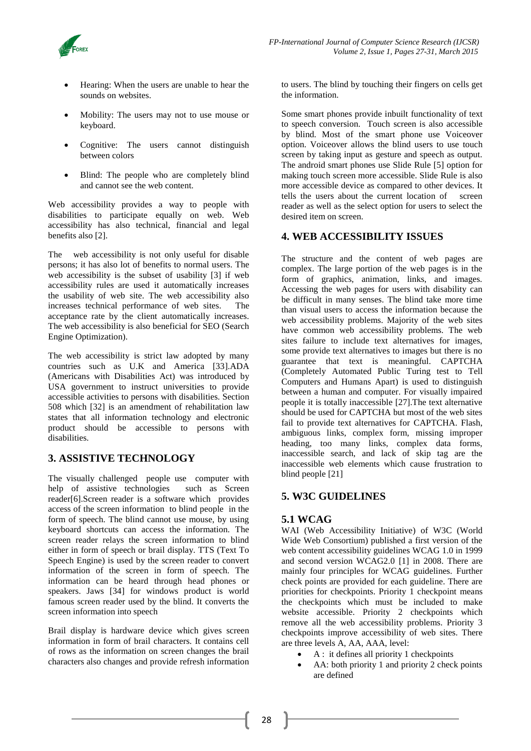- Hearing: When the users are unable to hear the sounds on websites.
- Mobility: The users may not to use mouse or keyboard.
- Cognitive: The users cannot distinguish between colors
- Blind: The people who are completely blind and cannot see the web content.

Web accessibility provides a way to people with disabilities to participate equally on web. Web accessibility has also technical, financial and legal benefits also [2].

The web accessibility is not only useful for disable persons; it has also lot of benefits to normal users. The web accessibility is the subset of usability [3] if web accessibility rules are used it automatically increases the usability of web site. The web accessibility also increases technical performance of web sites. The acceptance rate by the client automatically increases. The web accessibility is also beneficial for SEO (Search Engine Optimization).

The web accessibility is strict law adopted by many countries such as U.K and America [33].ADA (Americans with Disabilities Act) was introduced by USA government to instruct universities to provide accessible activities to persons with disabilities. Section 508 which [32] is an amendment of rehabilitation law states that all information technology and electronic product should be accessible to persons with disabilities.

## 3. ASSISTIVE TECHNOLOGY

The visually challenged people use computer with help of assistive technologies such as Screen reader[6].Screen reader is a software which provides access of the screen information to blind people in the form of speech. The blind cannot use mouse, by using keyboard shortcuts can access the information. The screen reader relays the screen information to blind either in form of speech or brail display. TTS (Text To Speech Engine) is used by the screen reader to convert information of the screen in form of speech. The information can be heard through head phones or speakers. Jaws [34] for windows product is world famous screen reader used by the blind. It converts the screen information into speech

Brail display is hardware device which gives screen information in form of brail characters. It contains cell of rows as the information on screen changes the brail characters also changes and provide refresh information to users. The blind by touching their fingers on cells get the information.

Some smart phones provide inbuilt functionality of text to speech conversion. Touch screen is also accessible by blind. Most of the smart phone use Voiceover option. Voiceover allows the blind users to use touch screen by taking input as gesture and speech as output. The android smart phones use Slide Rule [5] option for making touch screen more accessible. Slide Rule is also more accessible device as compared to other devices. It tells the users about the current location of screen reader as well as the select option for users to select the desired item on screen.

## 4. WEB ACCESSIBILITY ISSUES

The structure and the content of web pages are complex. The large portion of the web pages is in the form of graphics, animation, links, and images. Accessing the web pages for users with disability can be difficult in many senses. The blind take more time than visual users to access the information because the web accessibility problems. Majority of the web sites have common web accessibility problems. The web sites failure to include text alternatives for images, some provide text alternatives to images but there is no guarantee that text is meaningful. CAPTCHA (Completely Automated Public Turing test to Tell Computers and Humans Apart) is used to distinguish between a human and computer. For visually impaired people it is totally inaccessible [27].The text alternative should be used for CAPTCHA but most of the web sites fail to provide text alternatives for CAPTCHA. Flash, ambiguous links, complex form, missing improper heading, too many links, complex data forms, inaccessible search, and lack of skip tag are the inaccessible web elements which cause frustration to blind people [21]

## 5. W3C GUIDELINES

### 5.1 WCAG

WAI (Web Accessibility Initiative) of W3C (World Wide Web Consortium) published a first version of the web content accessibility guidelines WCAG 1.0 in 1999 and second version WCAG2.0 [1] in 2008. There are mainly four principles for WCAG guidelines. Further check points are provided for each guideline. There are priorities for checkpoints. Priority 1 checkpoint means the checkpoints which must be included to make website accessible. Priority 2 checkpoints which remove all the web accessibility problems. Priority 3 checkpoints improve accessibility of web sites. There are three levels A, AA, AAA, level:

- A : it defines all priority 1 checkpoints
- AA: both priority 1 and priority 2 check points are defined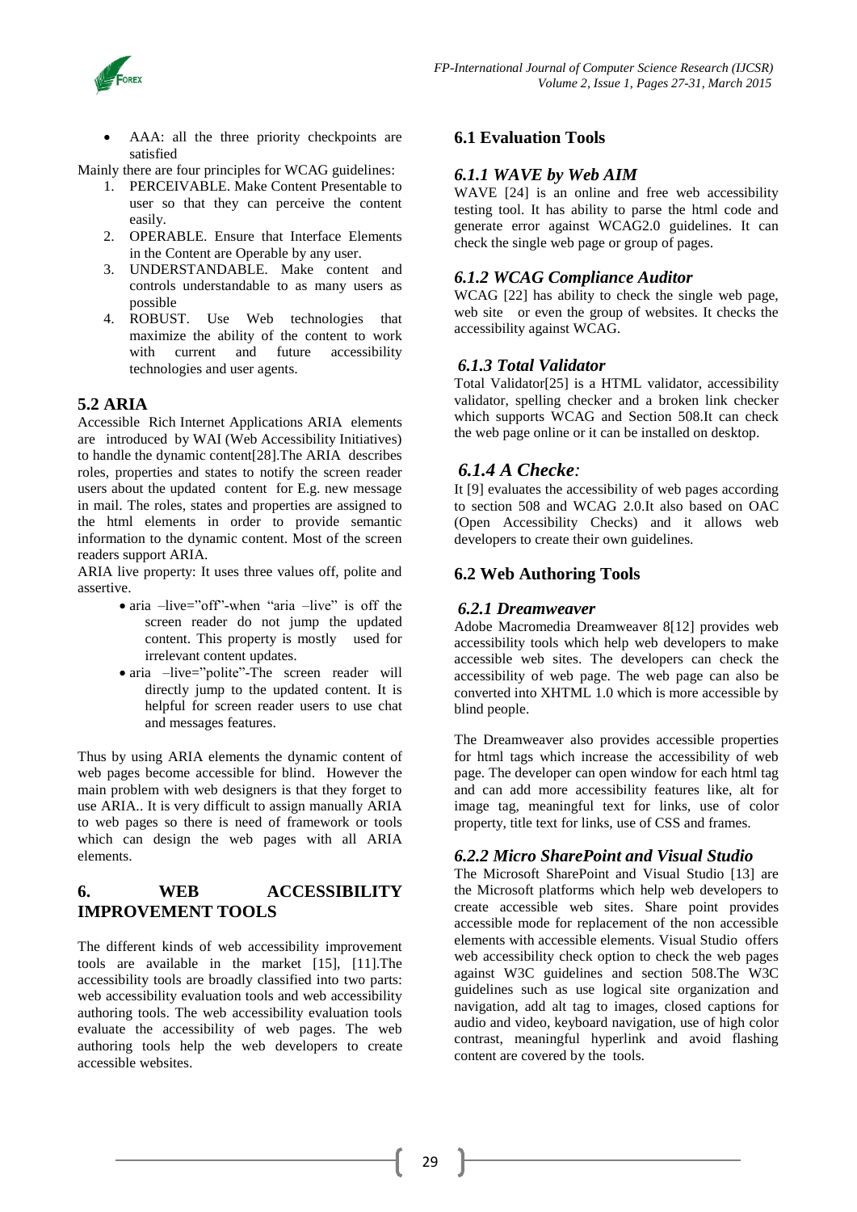- AAA: all the three priority checkpoints are satisfied

Mainly there are four principles for WCAG guidelines:

1. PERCEIVABLE. Make Content Presentable to user so that they can perceive the content easily.
2. OPERABLE. Ensure that Interface Elements in the Content are Operable by any user.
3. UNDERSTANDABLE. Make content and controls understandable to as many users as possible
4. ROBUST. Use Web technologies that maximize the ability of the content to work with current and future accessibility technologies and user agents.

## 5.2 ARIA

Accessible Rich Internet Applications ARIA elements are introduced by WAI (Web Accessibility Initiatives) to handle the dynamic content[28].The ARIA describes roles, properties and states to notify the screen reader users about the updated content for E.g. new message in mail. The roles, states and properties are assigned to the html elements in order to provide semantic information to the dynamic content. Most of the screen readers support ARIA.

ARIA live property: It uses three values off, polite and assertive.

- aria –live="off"-when "aria –live" is off the screen reader do not jump the updated content. This property is mostly used for irrelevant content updates.
- aria –live="polite"-The screen reader will directly jump to the updated content. It is helpful for screen reader users to use chat and messages features.

Thus by using ARIA elements the dynamic content of web pages become accessible for blind. However the main problem with web designers is that they forget to use ARIA.. It is very difficult to assign manually ARIA to web pages so there is need of framework or tools which can design the web pages with all ARIA elements.

# 6. WEB ACCESSIBILITY IMPROVEMENT TOOLS

The different kinds of web accessibility improvement tools are available in the market [15], [11].The accessibility tools are broadly classified into two parts: web accessibility evaluation tools and web accessibility authoring tools. The web accessibility evaluation tools evaluate the accessibility of web pages. The web authoring tools help the web developers to create accessible websites.

## 6.1 Evaluation Tools

### *6.1.1 WAVE by Web AIM*

WAVE [24] is an online and free web accessibility testing tool. It has ability to parse the html code and generate error against WCAG2.0 guidelines. It can check the single web page or group of pages.

### *6.1.2 WCAG Compliance Auditor*

WCAG [22] has ability to check the single web page, web site or even the group of websites. It checks the accessibility against WCAG.

### *6.1.3 Total Validator*

Total Validator[25] is a HTML validator, accessibility validator, spelling checker and a broken link checker which supports WCAG and Section 508.It can check the web page online or it can be installed on desktop.

### *6.1.4 A Checke:*

It [9] evaluates the accessibility of web pages according to section 508 and WCAG 2.0.It also based on OAC (Open Accessibility Checks) and it allows web developers to create their own guidelines.

## 6.2 Web Authoring Tools

### *6.2.1 Dreamweaver*

Adobe Macromedia Dreamweaver 8[12] provides web accessibility tools which help web developers to make accessible web sites. The developers can check the accessibility of web page. The web page can also be converted into XHTML 1.0 which is more accessible by blind people.

The Dreamweaver also provides accessible properties for html tags which increase the accessibility of web page. The developer can open window for each html tag and can add more accessibility features like, alt for image tag, meaningful text for links, use of color property, title text for links, use of CSS and frames.

### *6.2.2 Micro SharePoint and Visual Studio*

The Microsoft SharePoint and Visual Studio [13] are the Microsoft platforms which help web developers to create accessible web sites. Share point provides accessible mode for replacement of the non accessible elements with accessible elements. Visual Studio offers web accessibility check option to check the web pages against W3C guidelines and section 508.The W3C guidelines such as use logical site organization and navigation, add alt tag to images, closed captions for audio and video, keyboard navigation, use of high color contrast, meaningful hyperlink and avoid flashing content are covered by the tools.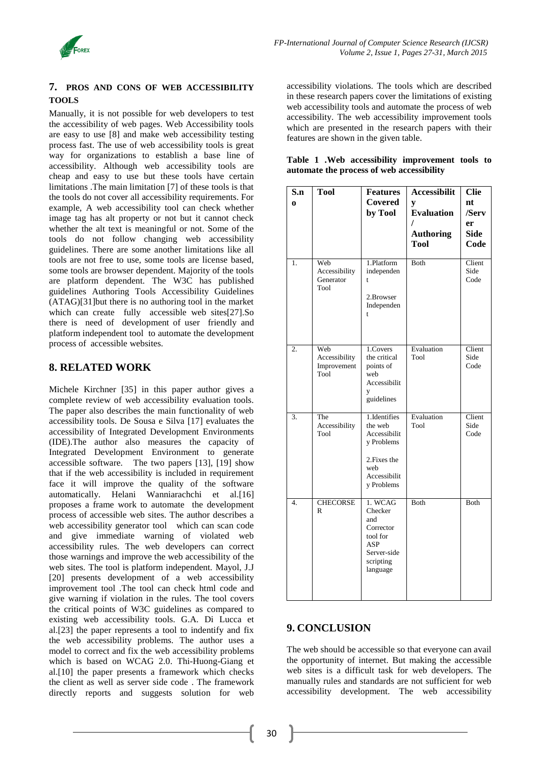## 7. PROS AND CONS OF WEB ACCESSIBILITY TOOLS

Manually, it is not possible for web developers to test the accessibility of web pages. Web Accessibility tools are easy to use [8] and make web accessibility testing process fast. The use of web accessibility tools is great way for organizations to establish a base line of accessibility. Although web accessibility tools are cheap and easy to use but these tools have certain limitations .The main limitation [7] of these tools is that the tools do not cover all accessibility requirements. For example, A web accessibility tool can check whether image tag has alt property or not but it cannot check whether the alt text is meaningful or not. Some of the tools do not follow changing web accessibility guidelines. There are some another limitations like all tools are not free to use, some tools are license based, some tools are browser dependent. Majority of the tools are platform dependent. The W3C has published guidelines Authoring Tools Accessibility Guidelines (ATAG)[31]but there is no authoring tool in the market which can create fully accessible web sites[27].So there is need of development of user friendly and platform independent tool to automate the development process of accessible websites.

## 8. RELATED WORK

Michele Kirchner [35] in this paper author gives a complete review of web accessibility evaluation tools. The paper also describes the main functionality of web accessibility tools. De Sousa e Silva [17] evaluates the accessibility of Integrated Development Environments (IDE).The author also measures the capacity of Integrated Development Environment to generate accessible software. The two papers [13], [19] show that if the web accessibility is included in requirement face it will improve the quality of the software automatically. Helani Wanniarachchi et al.[16] proposes a frame work to automate the development process of accessible web sites. The author describes a web accessibility generator tool which can scan code and give immediate warning of violated web accessibility rules. The web developers can correct those warnings and improve the web accessibility of the web sites. The tool is platform independent. Mayol, J.J [20] presents development of a web accessibility improvement tool .The tool can check html code and give warning if violation in the rules. The tool covers the critical points of W3C guidelines as compared to existing web accessibility tools. G.A. Di Lucca et al.[23] the paper represents a tool to indentify and fix the web accessibility problems. The author uses a model to correct and fix the web accessibility problems which is based on WCAG 2.0. Thi-Huong-Giang et al.[10] the paper presents a framework which checks the client as well as server side code . The framework directly reports and suggests solution for web accessibility violations. The tools which are described in these research papers cover the limitations of existing web accessibility tools and automate the process of web accessibility. The web accessibility improvement tools which are presented in the research papers with their features are shown in the given table.

**Table 1 .Web accessibility improvement tools to automate the process of web accessibility**

| S.no | Tool | Features Covered by Tool | Accessibility Evaluation / Authoring Tool | Client /Server Side Code |
|---|---|---|---|---|
| 1. | Web Accessibility Generator Tool | 1.Platform independent<br><br>2.Browser Independent | Both | Client Side Code |
| 2. | Web Accessibility Improvement Tool | 1.Covers the critical points of web Accessibility guidelines | Evaluation Tool | Client Side Code |
| 3. | The Accessibility Tool | 1.Identifies the web Accessibility Problems<br><br>2.Fixes the web Accessibility Problems | Evaluation Tool | Client Side Code |
| 4. | CHECORSER | 1. WCAG Checker and Corrector tool for ASP Server-side scripting language | Both | Both |

## 9. CONCLUSION

The web should be accessible so that everyone can avail the opportunity of internet. But making the accessible web sites is a difficult task for web developers. The manually rules and standards are not sufficient for web accessibility development. The web accessibility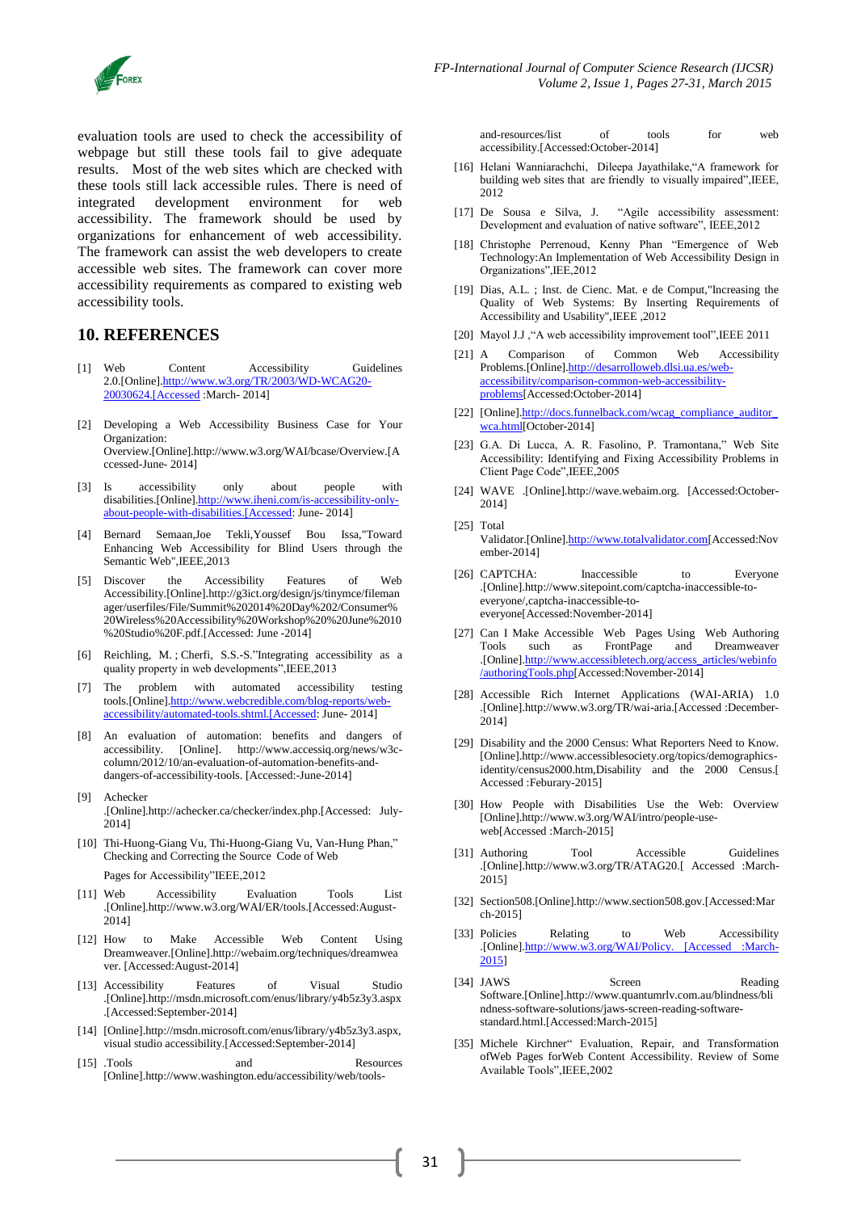evaluation tools are used to check the accessibility of webpage but still these tools fail to give adequate results. Most of the web sites which are checked with these tools still lack accessible rules. There is need of integrated development environment for web accessibility. The framework should be used by organizations for enhancement of web accessibility. The framework can assist the web developers to create accessible web sites. The framework can cover more accessibility requirements as compared to existing web accessibility tools.

## 10. REFERENCES

[1] Web Content Accessibility Guidelines 2.0.[Online].http://www.w3.org/TR/2003/WD-WCAG20-20030624.[Accessed :March- 2014]

[2] Developing a Web Accessibility Business Case for Your Organization: Overview.[Online].http://www.w3.org/WAI/bcase/Overview.[Accessed-June- 2014]

[3] Is accessibility only about people with disabilities.[Online].http://www.iheni.com/is-accessibility-only-about-people-with-disabilities.[Accessed: June- 2014]

[4] Bernard Semaan,Joe Tekli,Youssef Bou Issa,"Toward Enhancing Web Accessibility for Blind Users through the Semantic Web",IEEE,2013

[5] Discover the Accessibility Features of Web Accessibility.[Online].http://g3ict.org/design/js/tinymce/filemanager/userfiles/File/Summit%202014%20Day%202/Consumer%20Wireless%20Accessibility%20Workshop%20%20June%2010%20Studio%20F.pdf.[Accessed: June -2014]

[6] Reichling, M. ; Cherfi, S.S.-S."Integrating accessibility as a quality property in web developments",IEEE,2013

[7] The problem with automated accessibility testing tools.[Online].http://www.webcredible.com/blog-reports/web-accessibility/automated-tools.shtml.[Accessed: June- 2014]

[8] An evaluation of automation: benefits and dangers of accessibility. [Online]. http://www.accessiq.org/news/w3c-column/2012/10/an-evaluation-of-automation-benefits-and-dangers-of-accessibility-tools. [Accessed:-June-2014]

[9] Achecker .[Online].http://achecker.ca/checker/index.php.[Accessed: July-2014]

[10] Thi-Huong-Giang Vu, Thi-Huong-Giang Vu, Van-Hung Phan," Checking and Correcting the Source Code of Web Pages for Accessibility"IEEE,2012

[11] Web Accessibility Evaluation Tools List .[Online].http://www.w3.org/WAI/ER/tools.[Accessed:August-2014]

[12] How to Make Accessible Web Content Using Dreamweaver.[Online].http://webaim.org/techniques/dreamweaver. [Accessed:August-2014]

[13] Accessibility Features of Visual Studio .[Online].http://msdn.microsoft.com/enus/library/y4b5z3y3.aspx .[Accessed:September-2014]

[14] [Online].http://msdn.microsoft.com/enus/library/y4b5z3y3.aspx, visual studio accessibility.[Accessed:September-2014]

[15] .Tools and Resources [Online].http://www.washington.edu/accessibility/web/tools-and-resources/list of tools for web accessibility.[Accessed:October-2014]

[16] Helani Wanniarachchi, Dileepa Jayathilake,"A framework for building web sites that are friendly to visually impaired",IEEE, 2012

[17] De Sousa e Silva, J. "Agile accessibility assessment: Development and evaluation of native software", IEEE,2012

[18] Christophe Perrenoud, Kenny Phan "Emergence of Web Technology:An Implementation of Web Accessibility Design in Organizations",IEE,2012

[19] Dias, A.L. ; Inst. de Cienc. Mat. e de Comput,"Increasing the Quality of Web Systems: By Inserting Requirements of Accessibility and Usability",IEEE ,2012

[20] Mayol J.J ,"A web accessibility improvement tool",IEEE 2011

[21] A Comparison of Common Web Accessibility Problems.[Online].http://desarrolloweb.dlsi.ua.es/web-accessibility/comparison-common-web-accessibility-problems[Accessed:October-2014]

[22] [Online].http://docs.funnelback.com/wcag_compliance_auditor_wca.html[October-2014]

[23] G.A. Di Lucca, A. R. Fasolino, P. Tramontana," Web Site Accessibility: Identifying and Fixing Accessibility Problems in Client Page Code",IEEE,2005

[24] WAVE .[Online].http://wave.webaim.org. [Accessed:October-2014]

[25] Total Validator.[Online].http://www.totalvalidator.com[Accessed:November-2014]

[26] CAPTCHA: Inaccessible to Everyone .[Online].http://www.sitepoint.com/captcha-inaccessible-to-everyone/,captcha-inaccessible-to-everyone[Accessed:November-2014]

[27] Can I Make Accessible Web Pages Using Web Authoring Tools such as FrontPage and Dreamweaver .[Online].http://www.accessibletech.org/access_articles/webinfo/authoringTools.php[Accessed:November-2014]

[28] Accessible Rich Internet Applications (WAI-ARIA) 1.0 .[Online].http://www.w3.org/TR/wai-aria.[Accessed :December-2014]

[29] Disability and the 2000 Census: What Reporters Need to Know.[Online].http://www.accessiblesociety.org/topics/demographics-identity/census2000.htm,Disability and the 2000 Census.[ Accessed :Feburary-2015]

[30] How People with Disabilities Use the Web: Overview [Online].http://www.w3.org/WAI/intro/people-use-web[Accessed :March-2015]

[31] Authoring Tool Accessible Guidelines .[Online].http://www.w3.org/TR/ATAG20.[ Accessed :March-2015]

[32] Section508.[Online].http://www.section508.gov.[Accessed:March-2015]

[33] Policies Relating to Web Accessibility .[Online].http://www.w3.org/WAI/Policy. [Accessed :March-2015]

[34] JAWS Screen Reading Software.[Online].http://www.quantumrlv.com.au/blindness/blindness-software-solutions/jaws-screen-reading-software-standard.html.[Accessed:March-2015]

[35] Michele Kirchner" Evaluation, Repair, and Transformation ofWeb Pages forWeb Content Accessibility. Review of Some Available Tools",IEEE,2002